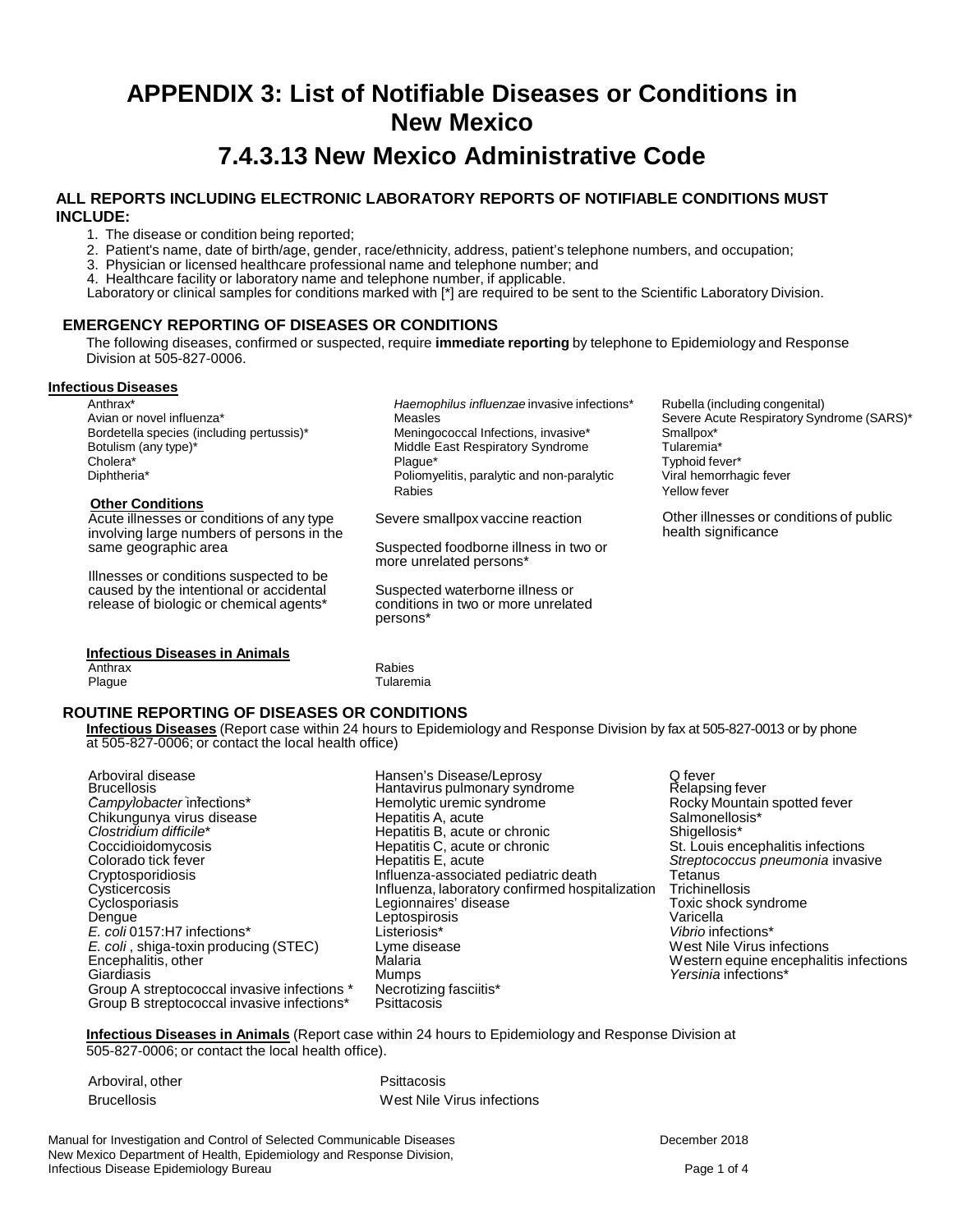# APPENDIX 3: List of Notifiable Diseases or Conditions in New Mexico

# 7.4.3.13 New Mexico Administrative Code

**ALL REPORTS INCLUDING ELECTRONIC LABORATORY REPORTS OF NOTIFIABLE CONDITIONS MUST INCLUDE:**

1. The disease or condition being reported;
2. Patient's name, date of birth/age, gender, race/ethnicity, address, patient's telephone numbers, and occupation;
3. Physician or licensed healthcare professional name and telephone number; and
4. Healthcare facility or laboratory name and telephone number, if applicable.

Laboratory or clinical samples for conditions marked with [*] are required to be sent to the Scientific Laboratory Division.

## EMERGENCY REPORTING OF DISEASES OR CONDITIONS

The following diseases, confirmed or suspected, require **immediate reporting** by telephone to Epidemiology and Response Division at 505-827-0006.

**Infectious Diseases**

- Anthrax*
- Avian or novel influenza*
- Bordetella species (including pertussis)*
- Botulism (any type)*
- Cholera*
- Diphtheria*
- *Haemophilus influenzae* invasive infections*
- Measles
- Meningococcal Infections, invasive*
- Middle East Respiratory Syndrome
- Plague*
- Poliomyelitis, paralytic and non-paralytic
- Rabies
- Rubella (including congenital)
- Severe Acute Respiratory Syndrome (SARS)*
- Smallpox*
- Tularemia*
- Typhoid fever*
- Viral hemorrhagic fever
- Yellow fever

**Other Conditions**

- Acute illnesses or conditions of any type involving large numbers of persons in the same geographic area
- Illnesses or conditions suspected to be caused by the intentional or accidental release of biologic or chemical agents*
- Severe smallpox vaccine reaction
- Suspected foodborne illness in two or more unrelated persons*
- Suspected waterborne illness or conditions in two or more unrelated persons*
- Other illnesses or conditions of public health significance

**Infectious Diseases in Animals**

- Anthrax
- Plague
- Rabies
- Tularemia

## ROUTINE REPORTING OF DISEASES OR CONDITIONS

**Infectious Diseases** (Report case within 24 hours to Epidemiology and Response Division by fax at 505-827-0013 or by phone at 505-827-0006; or contact the local health office)

- Arboviral disease
- Brucellosis
- *Campylobacter* infections*
- Chikungunya virus disease
- *Clostridium difficile**
- Coccidioidomycosis
- Colorado tick fever
- Cryptosporidiosis
- Cysticercosis
- Cyclosporiasis
- Dengue
- *E. coli* 0157:H7 infections*
- *E. coli* , shiga-toxin producing (STEC)
- Encephalitis, other
- Giardiasis
- Group A streptococcal invasive infections *
- Group B streptococcal invasive infections*
- Hansen's Disease/Leprosy
- Hantavirus pulmonary syndrome
- Hemolytic uremic syndrome
- Hepatitis A, acute
- Hepatitis B, acute or chronic
- Hepatitis C, acute or chronic
- Hepatitis E, acute
- Influenza-associated pediatric death
- Influenza, laboratory confirmed hospitalization
- Legionnaires' disease
- Leptospirosis
- Listeriosis*
- Lyme disease
- Malaria
- Mumps
- Necrotizing fasciitis*
- Psittacosis
- Q fever
- Relapsing fever
- Rocky Mountain spotted fever
- Salmonellosis*
- Shigellosis*
- St. Louis encephalitis infections
- *Streptococcus pneumonia* invasive
- Tetanus
- Trichinellosis
- Toxic shock syndrome
- Varicella
- *Vibrio* infections*
- West Nile Virus infections
- Western equine encephalitis infections
- *Yersinia* infections*

**Infectious Diseases in Animals** (Report case within 24 hours to Epidemiology and Response Division at 505-827-0006; or contact the local health office).

- Arboviral, other
- Brucellosis
- Psittacosis
- West Nile Virus infections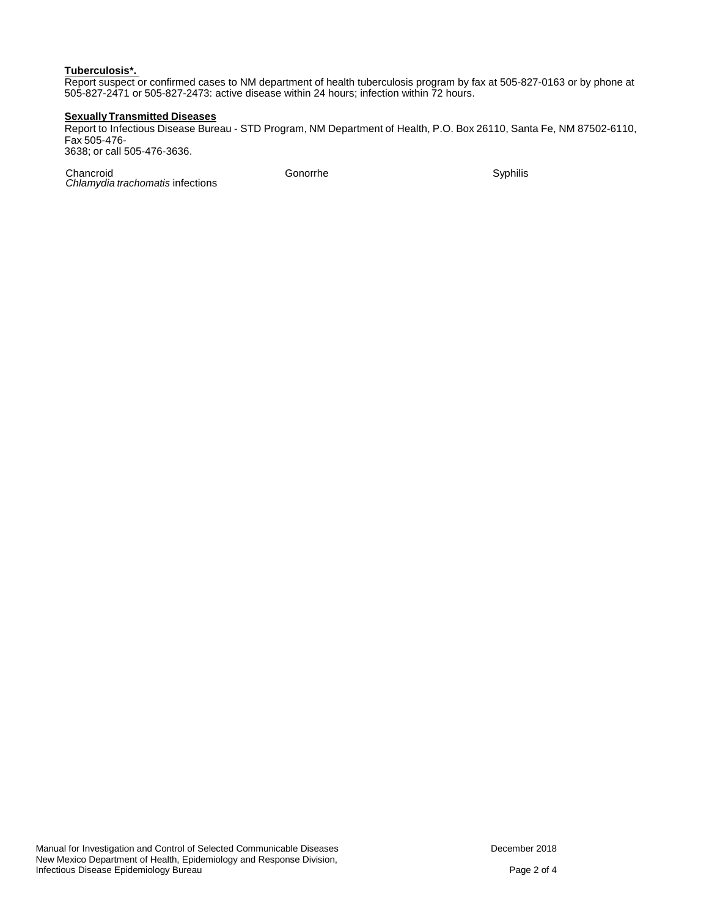**Tuberculosis*.**

Report suspect or confirmed cases to NM department of health tuberculosis program by fax at 505-827-0163 or by phone at 505-827-2471 or 505-827-2473: active disease within 24 hours; infection within 72 hours.

**Sexually Transmitted Diseases**

Report to Infectious Disease Bureau - STD Program, NM Department of Health, P.O. Box 26110, Santa Fe, NM 87502-6110, Fax 505-476-3638; or call 505-476-3636.

Chancroid

*Chlamydia trachomatis* infections

Gonorrhe

Syphilis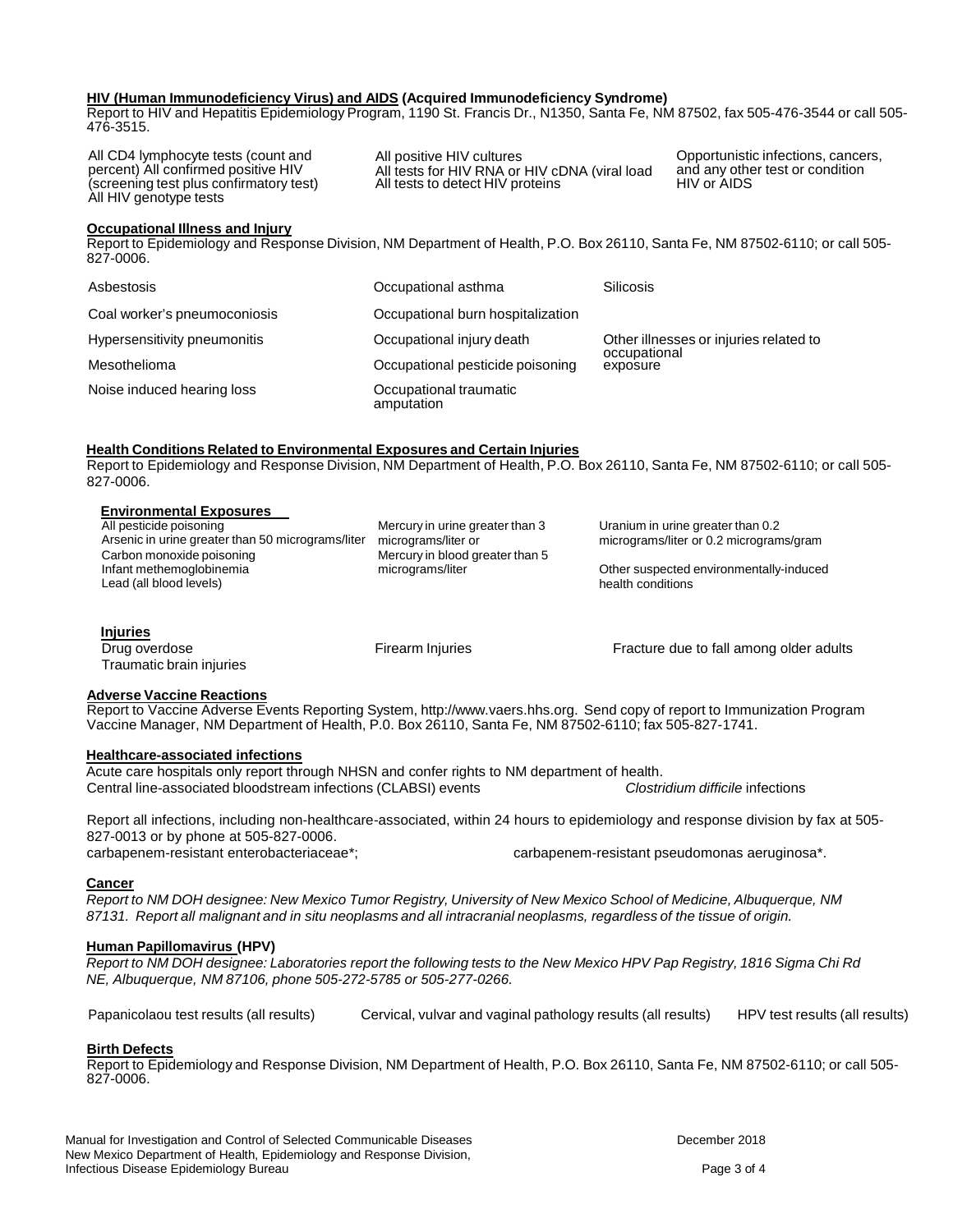**HIV (Human Immunodeficiency Virus) and AIDS (Acquired Immunodeficiency Syndrome)**

Report to HIV and Hepatitis Epidemiology Program, 1190 St. Francis Dr., N1350, Santa Fe, NM 87502, fax 505-476-3544 or call 505-476-3515.

| | | |
|---|---|---|
| All CD4 lymphocyte tests (count and percent) All confirmed positive HIV (screening test plus confirmatory test) All HIV genotype tests | All positive HIV cultures<br>All tests for HIV RNA or HIV cDNA (viral load<br>All tests to detect HIV proteins | Opportunistic infections, cancers, and any other test or condition HIV or AIDS |

**Occupational Illness and Injury**

Report to Epidemiology and Response Division, NM Department of Health, P.O. Box 26110, Santa Fe, NM 87502-6110; or call 505-827-0006.

| | | |
|---|---|---|
| Asbestosis | Occupational asthma | Silicosis |
| Coal worker's pneumoconiosis | Occupational burn hospitalization | |
| Hypersensitivity pneumonitis | Occupational injury death | Other illnesses or injuries related to occupational exposure |
| Mesothelioma | Occupational pesticide poisoning | |
| Noise induced hearing loss | Occupational traumatic amputation | |

**Health Conditions Related to Environmental Exposures and Certain Injuries**

Report to Epidemiology and Response Division, NM Department of Health, P.O. Box 26110, Santa Fe, NM 87502-6110; or call 505-827-0006.

**Environmental Exposures**

| | | |
|---|---|---|
| All pesticide poisoning<br>Arsenic in urine greater than 50 micrograms/liter<br>Carbon monoxide poisoning<br>Infant methemoglobinemia<br>Lead (all blood levels) | Mercury in urine greater than 3 micrograms/liter or<br>Mercury in blood greater than 5 micrograms/liter | Uranium in urine greater than 0.2 micrograms/liter or 0.2 micrograms/gram<br>Other suspected environmentally-induced health conditions |

**Injuries**

| | | |
|---|---|---|
| Drug overdose | Firearm Injuries | Fracture due to fall among older adults |
| Traumatic brain injuries | | |

**Adverse Vaccine Reactions**

Report to Vaccine Adverse Events Reporting System, http://www.vaers.hhs.org. Send copy of report to Immunization Program Vaccine Manager, NM Department of Health, P.0. Box 26110, Santa Fe, NM 87502-6110; fax 505-827-1741.

**Healthcare-associated infections**

Acute care hospitals only report through NHSN and confer rights to NM department of health.

Central line-associated bloodstream infections (CLABSI) events — *Clostridium difficile* infections

Report all infections, including non-healthcare-associated, within 24 hours to epidemiology and response division by fax at 505-827-0013 or by phone at 505-827-0006.

carbapenem-resistant enterobacteriaceae*; — carbapenem-resistant pseudomonas aeruginosa*.

**Cancer**

*Report to NM DOH designee: New Mexico Tumor Registry, University of New Mexico School of Medicine, Albuquerque, NM 87131. Report all malignant and in situ neoplasms and all intracranial neoplasms, regardless of the tissue of origin.*

**Human Papillomavirus (HPV)**

*Report to NM DOH designee: Laboratories report the following tests to the New Mexico HPV Pap Registry, 1816 Sigma Chi Rd NE, Albuquerque, NM 87106, phone 505-272-5785 or 505-277-0266.*

| | | |
|---|---|---|
| Papanicolaou test results (all results) | Cervical, vulvar and vaginal pathology results (all results) | HPV test results (all results) |

**Birth Defects**

Report to Epidemiology and Response Division, NM Department of Health, P.O. Box 26110, Santa Fe, NM 87502-6110; or call 505-827-0006.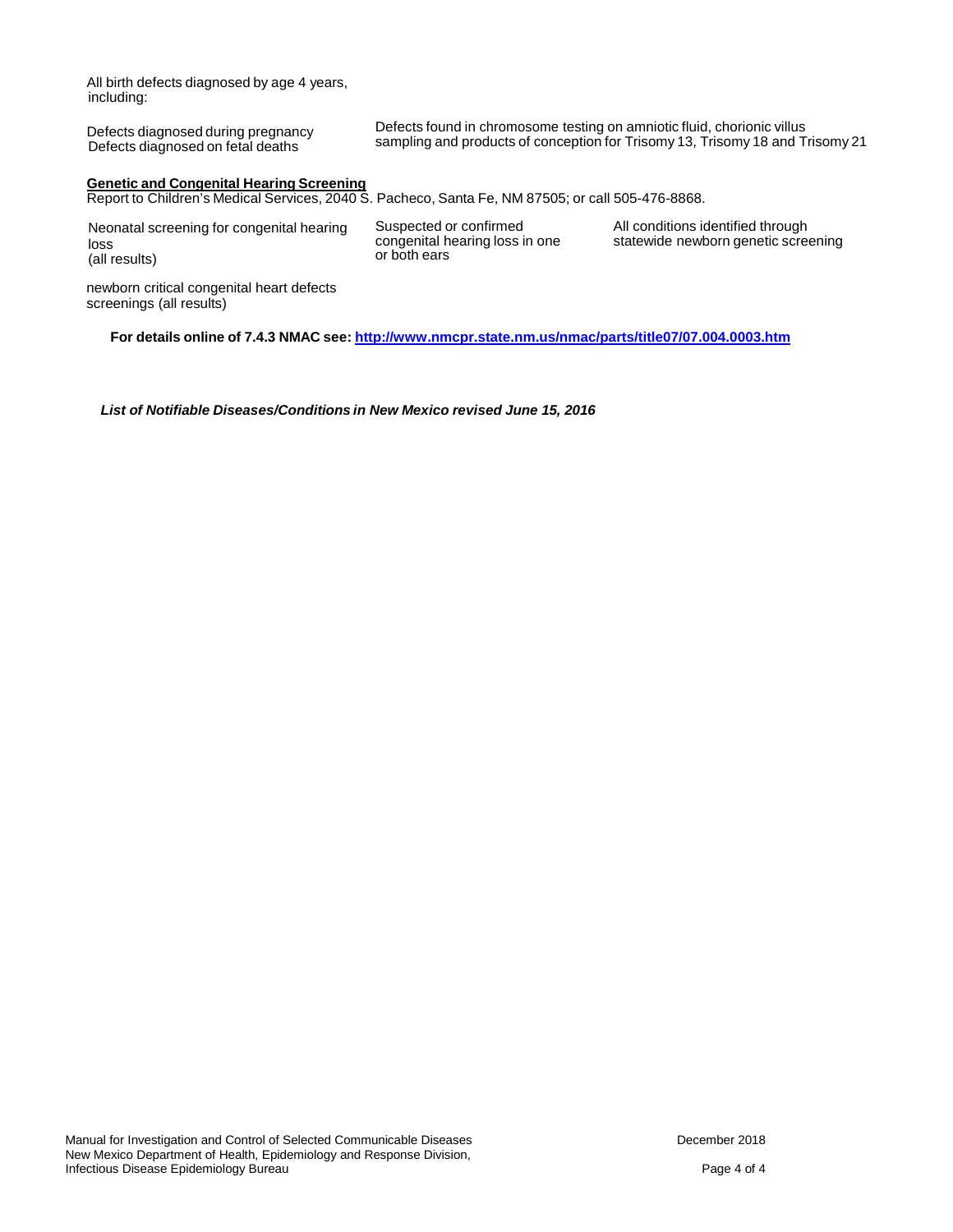All birth defects diagnosed by age 4 years, including:

| | |
|---|---|
| Defects diagnosed during pregnancy<br>Defects diagnosed on fetal deaths | Defects found in chromosome testing on amniotic fluid, chorionic villus sampling and products of conception for Trisomy 13, Trisomy 18 and Trisomy 21 |

**Genetic and Congenital Hearing Screening**

Report to Children's Medical Services, 2040 S. Pacheco, Santa Fe, NM 87505; or call 505-476-8868.

| | | |
|---|---|---|
| Neonatal screening for congenital hearing loss (all results) | Suspected or confirmed congenital hearing loss in one or both ears | All conditions identified through statewide newborn genetic screening |
| newborn critical congenital heart defects screenings (all results) | | |

**For details online of 7.4.3 NMAC see: http://www.nmcpr.state.nm.us/nmac/parts/title07/07.004.0003.htm**

***List of Notifiable Diseases/Conditions in New Mexico revised June 15, 2016***